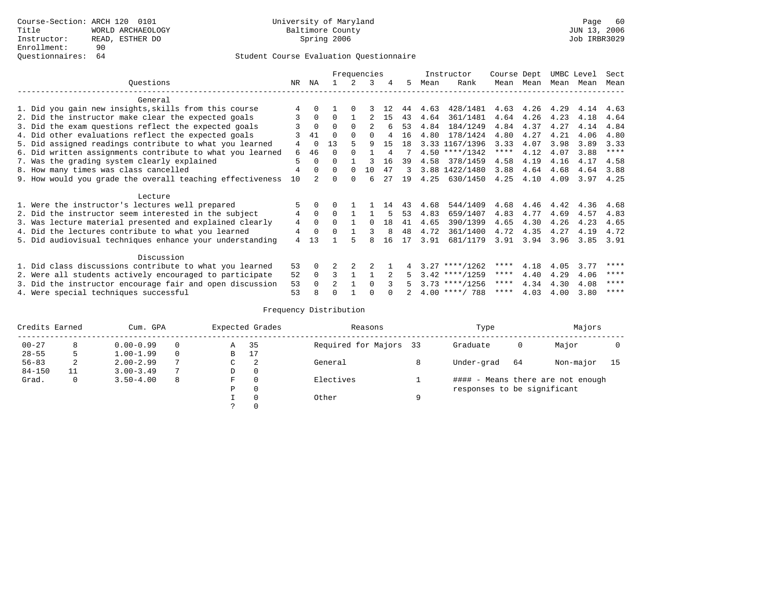Course-Section: ARCH 120 0101
Title: WORLD ARCHAEOLOGY
Instructor: READ, ESTHER DO
Enrollment: 90
Questionnaires: 64

University of Maryland
Baltimore County
Spring 2006

Page 60
JUN 13, 2006
Job IRBR3029

## Student Course Evaluation Questionnaire

| Questions | NR | NA | 1 | 2 | 3 | 4 | 5 | Instructor Mean | Instructor Rank | Course Mean | Dept Mean | UMBC Mean | Level Mean | Sect Mean |
|---|---|---|---|---|---|---|---|---|---|---|---|---|---|---|
| **General** | | | | | | | | | | | | | | |
| 1. Did you gain new insights,skills from this course | 4 | 0 | 1 | 0 | 3 | 12 | 44 | 4.63 | 428/1481 | 4.63 | 4.26 | 4.29 | 4.14 | 4.63 |
| 2. Did the instructor make clear the expected goals | 3 | 0 | 0 | 1 | 2 | 15 | 43 | 4.64 | 361/1481 | 4.64 | 4.26 | 4.23 | 4.18 | 4.64 |
| 3. Did the exam questions reflect the expected goals | 3 | 0 | 0 | 0 | 2 | 6 | 53 | 4.84 | 184/1249 | 4.84 | 4.37 | 4.27 | 4.14 | 4.84 |
| 4. Did other evaluations reflect the expected goals | 3 | 41 | 0 | 0 | 0 | 4 | 16 | 4.80 | 178/1424 | 4.80 | 4.27 | 4.21 | 4.06 | 4.80 |
| 5. Did assigned readings contribute to what you learned | 4 | 0 | 13 | 5 | 9 | 15 | 18 | 3.33 | 1167/1396 | 3.33 | 4.07 | 3.98 | 3.89 | 3.33 |
| 6. Did written assignments contribute to what you learned | 6 | 46 | 0 | 0 | 1 | 4 | 7 | 4.50 | ****/1342 | **** | 4.12 | 4.07 | 3.88 | **** |
| 7. Was the grading system clearly explained | 5 | 0 | 0 | 1 | 3 | 16 | 39 | 4.58 | 378/1459 | 4.58 | 4.19 | 4.16 | 4.17 | 4.58 |
| 8. How many times was class cancelled | 4 | 0 | 0 | 0 | 10 | 47 | 3 | 3.88 | 1422/1480 | 3.88 | 4.64 | 4.68 | 4.64 | 3.88 |
| 9. How would you grade the overall teaching effectiveness | 10 | 2 | 0 | 0 | 6 | 27 | 19 | 4.25 | 630/1450 | 4.25 | 4.10 | 4.09 | 3.97 | 4.25 |
| **Lecture** | | | | | | | | | | | | | | |
| 1. Were the instructor's lectures well prepared | 5 | 0 | 0 | 1 | 1 | 14 | 43 | 4.68 | 544/1409 | 4.68 | 4.46 | 4.42 | 4.36 | 4.68 |
| 2. Did the instructor seem interested in the subject | 4 | 0 | 0 | 1 | 1 | 5 | 53 | 4.83 | 659/1407 | 4.83 | 4.77 | 4.69 | 4.57 | 4.83 |
| 3. Was lecture material presented and explained clearly | 4 | 0 | 0 | 1 | 0 | 18 | 41 | 4.65 | 390/1399 | 4.65 | 4.30 | 4.26 | 4.23 | 4.65 |
| 4. Did the lectures contribute to what you learned | 4 | 0 | 0 | 1 | 3 | 8 | 48 | 4.72 | 361/1400 | 4.72 | 4.35 | 4.27 | 4.19 | 4.72 |
| 5. Did audiovisual techniques enhance your understanding | 4 | 13 | 1 | 5 | 8 | 16 | 17 | 3.91 | 681/1179 | 3.91 | 3.94 | 3.96 | 3.85 | 3.91 |
| **Discussion** | | | | | | | | | | | | | | |
| 1. Did class discussions contribute to what you learned | 53 | 0 | 2 | 2 | 2 | 1 | 4 | 3.27 | ****/1262 | **** | 4.18 | 4.05 | 3.77 | **** |
| 2. Were all students actively encouraged to participate | 52 | 0 | 3 | 1 | 1 | 2 | 5 | 3.42 | ****/1259 | **** | 4.40 | 4.29 | 4.06 | **** |
| 3. Did the instructor encourage fair and open discussion | 53 | 0 | 2 | 1 | 0 | 3 | 5 | 3.73 | ****/1256 | **** | 4.34 | 4.30 | 4.08 | **** |
| 4. Were special techniques successful | 53 | 8 | 0 | 1 | 0 | 0 | 2 | 4.00 | ****/ 788 | **** | 4.03 | 4.00 | 3.80 | **** |

## Frequency Distribution

| Credits Earned | | Cum. GPA | | Expected Grades | | Reasons | | Type | | Majors | |
|---|---|---|---|---|---|---|---|---|---|---|---|
| 00-27 | 8 | 0.00-0.99 | 0 | A | 35 | Required for Majors | 33 | Graduate | 0 | Major | 0 |
| 28-55 | 5 | 1.00-1.99 | 0 | B | 17 | | | | | | |
| 56-83 | 2 | 2.00-2.99 | 7 | C | 2 | General | 8 | Under-grad | 64 | Non-major | 15 |
| 84-150 | 11 | 3.00-3.49 | 7 | D | 0 | | | | | | |
| Grad. | 0 | 3.50-4.00 | 8 | F | 0 | Electives | 1 | | | | |
| | | | | P | 0 | | | | | | |
| | | | | I | 0 | Other | 9 | | | | |
| | | | | ? | 0 | | | | | | |

#### - Means there are not enough responses to be significant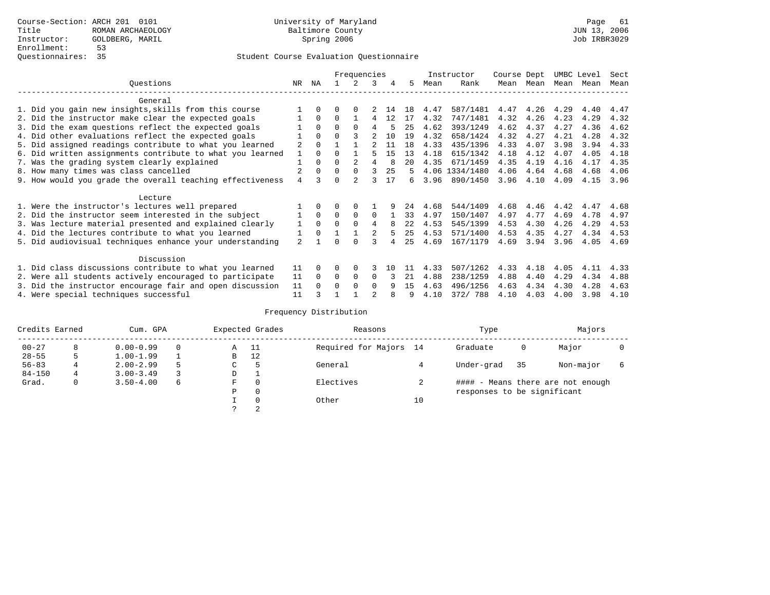Course-Section: ARCH 201 0101
Title: ROMAN ARCHAEOLOGY
Instructor: GOLDBERG, MARIL
Enrollment: 53
Questionnaires: 35

University of Maryland
Baltimore County
Spring 2006

Student Course Evaluation Questionnaire

| Questions | NR | NA | 1 | 2 | 3 | 4 | 5 | Instructor Mean | Instructor Rank | Course Mean | Dept Mean | UMBC Mean | Level Mean | Sect Mean |
|---|---|---|---|---|---|---|---|---|---|---|---|---|---|---|
| **General** | | | | | | | | | | | | | | |
| 1. Did you gain new insights,skills from this course | 1 | 0 | 0 | 0 | 2 | 14 | 18 | 4.47 | 587/1481 | 4.47 | 4.26 | 4.29 | 4.40 | 4.47 |
| 2. Did the instructor make clear the expected goals | 1 | 0 | 0 | 1 | 4 | 12 | 17 | 4.32 | 747/1481 | 4.32 | 4.26 | 4.23 | 4.29 | 4.32 |
| 3. Did the exam questions reflect the expected goals | 1 | 0 | 0 | 0 | 4 | 5 | 25 | 4.62 | 393/1249 | 4.62 | 4.37 | 4.27 | 4.36 | 4.62 |
| 4. Did other evaluations reflect the expected goals | 1 | 0 | 0 | 3 | 2 | 10 | 19 | 4.32 | 658/1424 | 4.32 | 4.27 | 4.21 | 4.28 | 4.32 |
| 5. Did assigned readings contribute to what you learned | 2 | 0 | 1 | 1 | 2 | 11 | 18 | 4.33 | 435/1396 | 4.33 | 4.07 | 3.98 | 3.94 | 4.33 |
| 6. Did written assignments contribute to what you learned | 1 | 0 | 0 | 1 | 5 | 15 | 13 | 4.18 | 615/1342 | 4.18 | 4.12 | 4.07 | 4.05 | 4.18 |
| 7. Was the grading system clearly explained | 1 | 0 | 0 | 2 | 4 | 8 | 20 | 4.35 | 671/1459 | 4.35 | 4.19 | 4.16 | 4.17 | 4.35 |
| 8. How many times was class cancelled | 2 | 0 | 0 | 0 | 3 | 25 | 5 | 4.06 | 1334/1480 | 4.06 | 4.64 | 4.68 | 4.68 | 4.06 |
| 9. How would you grade the overall teaching effectiveness | 4 | 3 | 0 | 2 | 3 | 17 | 6 | 3.96 | 890/1450 | 3.96 | 4.10 | 4.09 | 4.15 | 3.96 |
| **Lecture** | | | | | | | | | | | | | | |
| 1. Were the instructor's lectures well prepared | 1 | 0 | 0 | 0 | 1 | 9 | 24 | 4.68 | 544/1409 | 4.68 | 4.46 | 4.42 | 4.47 | 4.68 |
| 2. Did the instructor seem interested in the subject | 1 | 0 | 0 | 0 | 0 | 1 | 33 | 4.97 | 150/1407 | 4.97 | 4.77 | 4.69 | 4.78 | 4.97 |
| 3. Was lecture material presented and explained clearly | 1 | 0 | 0 | 0 | 4 | 8 | 22 | 4.53 | 545/1399 | 4.53 | 4.30 | 4.26 | 4.29 | 4.53 |
| 4. Did the lectures contribute to what you learned | 1 | 0 | 1 | 1 | 2 | 5 | 25 | 4.53 | 571/1400 | 4.53 | 4.35 | 4.27 | 4.34 | 4.53 |
| 5. Did audiovisual techniques enhance your understanding | 2 | 1 | 0 | 0 | 3 | 4 | 25 | 4.69 | 167/1179 | 4.69 | 3.94 | 3.96 | 4.05 | 4.69 |
| **Discussion** | | | | | | | | | | | | | | |
| 1. Did class discussions contribute to what you learned | 11 | 0 | 0 | 0 | 3 | 10 | 11 | 4.33 | 507/1262 | 4.33 | 4.18 | 4.05 | 4.11 | 4.33 |
| 2. Were all students actively encouraged to participate | 11 | 0 | 0 | 0 | 0 | 3 | 21 | 4.88 | 238/1259 | 4.88 | 4.40 | 4.29 | 4.34 | 4.88 |
| 3. Did the instructor encourage fair and open discussion | 11 | 0 | 0 | 0 | 0 | 9 | 15 | 4.63 | 496/1256 | 4.63 | 4.34 | 4.30 | 4.28 | 4.63 |
| 4. Were special techniques successful | 11 | 3 | 1 | 1 | 2 | 8 | 9 | 4.10 | 372/ 788 | 4.10 | 4.03 | 4.00 | 3.98 | 4.10 |

## Frequency Distribution

| Credits Earned | | Cum. GPA | | Expected Grades | | Reasons | | Type | | Majors | |
|---|---|---|---|---|---|---|---|---|---|---|---|
| 00-27 | 8 | 0.00-0.99 | 0 | A | 11 | Required for Majors | 14 | Graduate | 0 | Major | 0 |
| 28-55 | 5 | 1.00-1.99 | 1 | B | 12 | | | | | | |
| 56-83 | 4 | 2.00-2.99 | 5 | C | 5 | General | 4 | Under-grad | 35 | Non-major | 6 |
| 84-150 | 4 | 3.00-3.49 | 3 | D | 1 | | | | | | |
| Grad. | 0 | 3.50-4.00 | 6 | F | 0 | Electives | 2 | | | | |
| | | | | P | 0 | | | | | | |
| | | | | I | 0 | Other | 10 | | | | |
| | | | | ? | 2 | | | | | | |

#### - Means there are not enough responses to be significant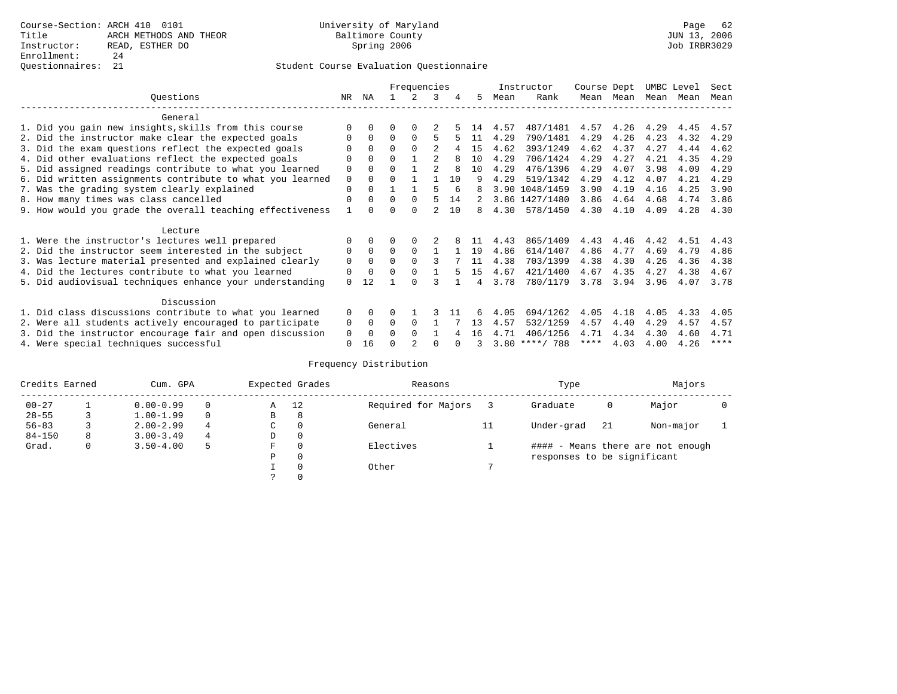Course-Section: ARCH 410 0101
Title: ARCH METHODS AND THEOR
Instructor: READ, ESTHER DO
Enrollment: 24
Questionnaires: 21

University of Maryland
Baltimore County
Spring 2006

Page 62
JUN 13, 2006
Job IRBR3029

## Student Course Evaluation Questionnaire

| Questions | NR | NA | 1 | 2 | 3 | 4 | 5 | Instructor Mean | Instructor Rank | Course Mean | Dept Mean | UMBC Mean | Level Mean | Sect Mean |
|---|---|---|---|---|---|---|---|---|---|---|---|---|---|---|
| **General** | | | | | | | | | | | | | | |
| 1. Did you gain new insights,skills from this course | 0 | 0 | 0 | 0 | 2 | 5 | 14 | 4.57 | 487/1481 | 4.57 | 4.26 | 4.29 | 4.45 | 4.57 |
| 2. Did the instructor make clear the expected goals | 0 | 0 | 0 | 0 | 5 | 5 | 11 | 4.29 | 790/1481 | 4.29 | 4.26 | 4.23 | 4.32 | 4.29 |
| 3. Did the exam questions reflect the expected goals | 0 | 0 | 0 | 0 | 2 | 4 | 15 | 4.62 | 393/1249 | 4.62 | 4.37 | 4.27 | 4.44 | 4.62 |
| 4. Did other evaluations reflect the expected goals | 0 | 0 | 0 | 1 | 2 | 8 | 10 | 4.29 | 706/1424 | 4.29 | 4.27 | 4.21 | 4.35 | 4.29 |
| 5. Did assigned readings contribute to what you learned | 0 | 0 | 0 | 1 | 2 | 8 | 10 | 4.29 | 476/1396 | 4.29 | 4.07 | 3.98 | 4.09 | 4.29 |
| 6. Did written assignments contribute to what you learned | 0 | 0 | 0 | 1 | 1 | 10 | 9 | 4.29 | 519/1342 | 4.29 | 4.12 | 4.07 | 4.21 | 4.29 |
| 7. Was the grading system clearly explained | 0 | 0 | 1 | 1 | 5 | 6 | 8 | 3.90 | 1048/1459 | 3.90 | 4.19 | 4.16 | 4.25 | 3.90 |
| 8. How many times was class cancelled | 0 | 0 | 0 | 0 | 5 | 14 | 2 | 3.86 | 1427/1480 | 3.86 | 4.64 | 4.68 | 4.74 | 3.86 |
| 9. How would you grade the overall teaching effectiveness | 1 | 0 | 0 | 0 | 2 | 10 | 8 | 4.30 | 578/1450 | 4.30 | 4.10 | 4.09 | 4.28 | 4.30 |
| **Lecture** | | | | | | | | | | | | | | |
| 1. Were the instructor's lectures well prepared | 0 | 0 | 0 | 0 | 2 | 8 | 11 | 4.43 | 865/1409 | 4.43 | 4.46 | 4.42 | 4.51 | 4.43 |
| 2. Did the instructor seem interested in the subject | 0 | 0 | 0 | 0 | 1 | 1 | 19 | 4.86 | 614/1407 | 4.86 | 4.77 | 4.69 | 4.79 | 4.86 |
| 3. Was lecture material presented and explained clearly | 0 | 0 | 0 | 0 | 3 | 7 | 11 | 4.38 | 703/1399 | 4.38 | 4.30 | 4.26 | 4.36 | 4.38 |
| 4. Did the lectures contribute to what you learned | 0 | 0 | 0 | 0 | 1 | 5 | 15 | 4.67 | 421/1400 | 4.67 | 4.35 | 4.27 | 4.38 | 4.67 |
| 5. Did audiovisual techniques enhance your understanding | 0 | 12 | 1 | 0 | 3 | 1 | 4 | 3.78 | 780/1179 | 3.78 | 3.94 | 3.96 | 4.07 | 3.78 |
| **Discussion** | | | | | | | | | | | | | | |
| 1. Did class discussions contribute to what you learned | 0 | 0 | 0 | 1 | 3 | 11 | 6 | 4.05 | 694/1262 | 4.05 | 4.18 | 4.05 | 4.33 | 4.05 |
| 2. Were all students actively encouraged to participate | 0 | 0 | 0 | 0 | 1 | 7 | 13 | 4.57 | 532/1259 | 4.57 | 4.40 | 4.29 | 4.57 | 4.57 |
| 3. Did the instructor encourage fair and open discussion | 0 | 0 | 0 | 0 | 1 | 4 | 16 | 4.71 | 406/1256 | 4.71 | 4.34 | 4.30 | 4.60 | 4.71 |
| 4. Were special techniques successful | 0 | 16 | 0 | 2 | 0 | 0 | 3 | 3.80 | ****/ 788 | **** | 4.03 | 4.00 | 4.26 | **** |

## Frequency Distribution

| Credits Earned | | Cum. GPA | | Expected Grades | | Reasons | | Type | | Majors | |
|---|---|---|---|---|---|---|---|---|---|---|---|
| 00-27 | 1 | 0.00-0.99 | 0 | A | 12 | Required for Majors | 3 | Graduate | 0 | Major | 0 |
| 28-55 | 3 | 1.00-1.99 | 0 | B | 8 | | | | | | |
| 56-83 | 3 | 2.00-2.99 | 4 | C | 0 | General | 11 | Under-grad | 21 | Non-major | 1 |
| 84-150 | 8 | 3.00-3.49 | 4 | D | 0 | | | | | | |
| Grad. | 0 | 3.50-4.00 | 5 | F | 0 | Electives | 1 | | | | |
| | | | | P | 0 | | | | | | |
| | | | | I | 0 | Other | 7 | | | | |
| | | | | ? | 0 | | | | | | |

#### - Means there are not enough responses to be significant